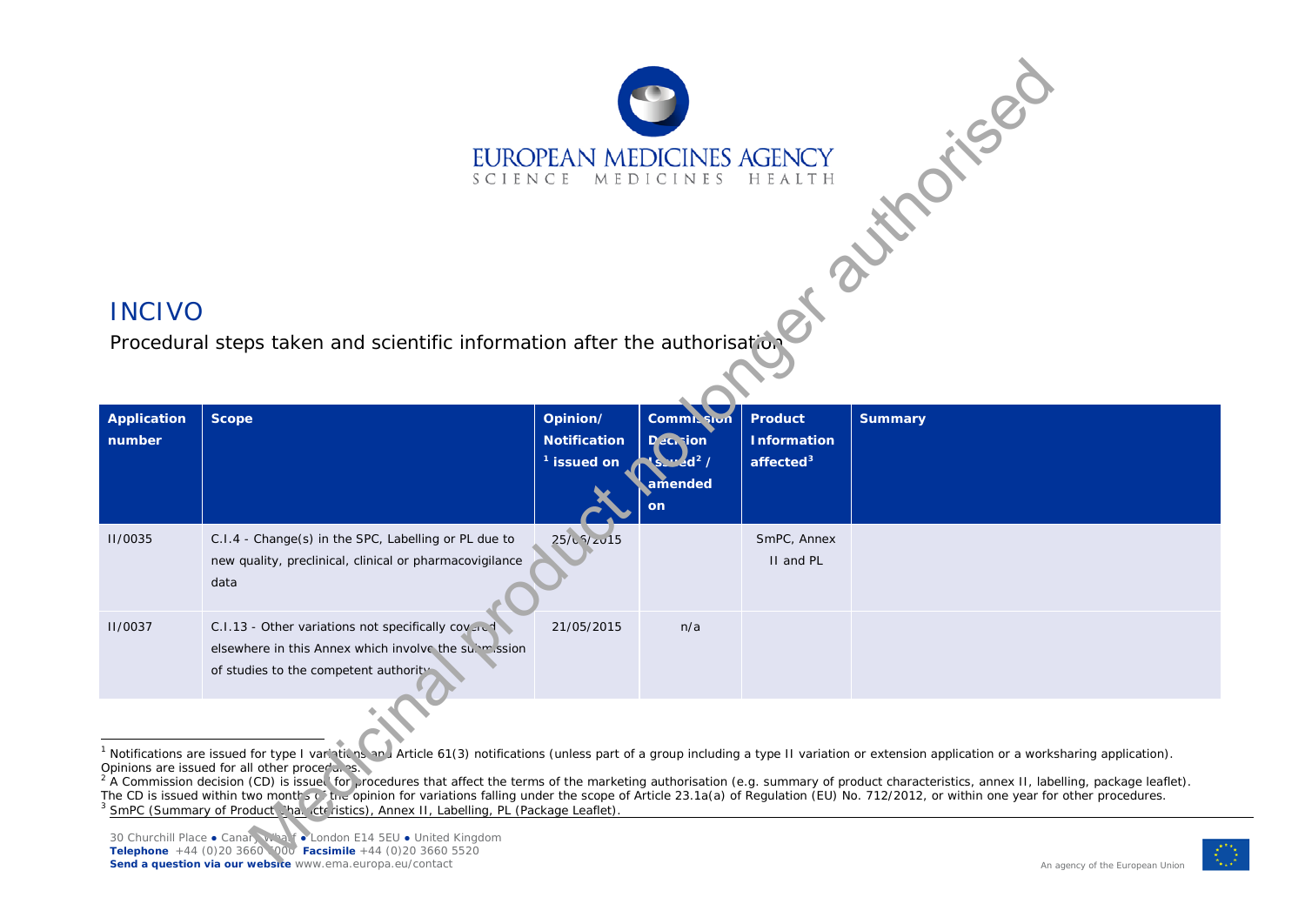EUROPEAN MEDICINES AGENCY
SCIENCE MEDICINES HEALTH

Medicinal product no longer authorised

# INCIVO

Procedural steps taken and scientific information after the authorisation

| Application number | Scope | Opinion/ Notification [1] issued on | Commission Decision Issued [2] / amended on | Product Information affected [3] | Summary |
|---|---|---|---|---|---|
| II/0035 | C.I.4 - Change(s) in the SPC, Labelling or PL due to new quality, preclinical, clinical or pharmacovigilance data | 25/06/2015 | | SmPC, Annex II and PL | |
| II/0037 | C.I.13 - Other variations not specifically covered elsewhere in this Annex which involve the submission of studies to the competent authority | 21/05/2015 | n/a | | |

[1] Notifications are issued for type I variations and Article 61(3) notifications (unless part of a group including a type II variation or extension application or a worksharing application). Opinions are issued for all other procedures.
[2] A Commission decision (CD) is issued for procedures that affect the terms of the marketing authorisation (e.g. summary of product characteristics, annex II, labelling, package leaflet). The CD is issued within two months of the opinion for variations falling under the scope of Article 23.1a(a) of Regulation (EU) No. 712/2012, or within one year for other procedures.
[3] SmPC (Summary of Product Characteristics), Annex II, Labelling, PL (Package Leaflet).

30 Churchill Place ● Canary Wharf ● London E14 5EU ● United Kingdom
**Telephone** +44 (0)20 3660 6000 **Facsimile** +44 (0)20 3660 5520
**Send a question via our website** www.ema.europa.eu/contact

An agency of the European Union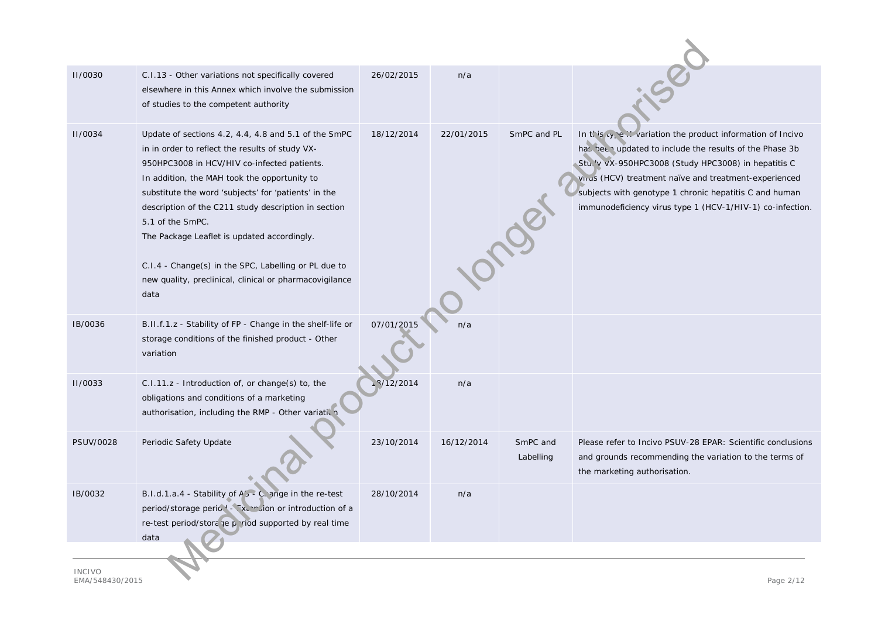| | | | | | |
|---|---|---|---|---|---|
| II/0030 | C.I.13 - Other variations not specifically covered elsewhere in this Annex which involve the submission of studies to the competent authority | 26/02/2015 | n/a | | |
| II/0034 | Update of sections 4.2, 4.4, 4.8 and 5.1 of the SmPC in in order to reflect the results of study VX-950HPC3008 in HCV/HIV co-infected patients.<br>In addition, the MAH took the opportunity to substitute the word 'subjects' for 'patients' in the description of the C211 study description in section 5.1 of the SmPC.<br>The Package Leaflet is updated accordingly.<br><br>C.I.4 - Change(s) in the SPC, Labelling or PL due to new quality, preclinical, clinical or pharmacovigilance data | 18/12/2014 | 22/01/2015 | SmPC and PL | In this type II variation the product information of Incivo has been updated to include the results of the Phase 3b Study VX-950HPC3008 (Study HPC3008) in hepatitis C virus (HCV) treatment naïve and treatment-experienced subjects with genotype 1 chronic hepatitis C and human immunodeficiency virus type 1 (HCV-1/HIV-1) co-infection. |
| IB/0036 | B.II.f.1.z - Stability of FP - Change in the shelf-life or storage conditions of the finished product - Other variation | 07/01/2015 | n/a | | |
| II/0033 | C.I.11.z - Introduction of, or change(s) to, the obligations and conditions of a marketing authorisation, including the RMP - Other variation | 18/12/2014 | n/a | | |
| PSUV/0028 | Periodic Safety Update | 23/10/2014 | 16/12/2014 | SmPC and Labelling | Please refer to Incivo PSUV-28 EPAR: Scientific conclusions and grounds recommending the variation to the terms of the marketing authorisation. |
| IB/0032 | B.I.d.1.a.4 - Stability of AS - Change in the re-test period/storage period - Extension or introduction of a re-test period/storage period supported by real time data | 28/10/2014 | n/a | | |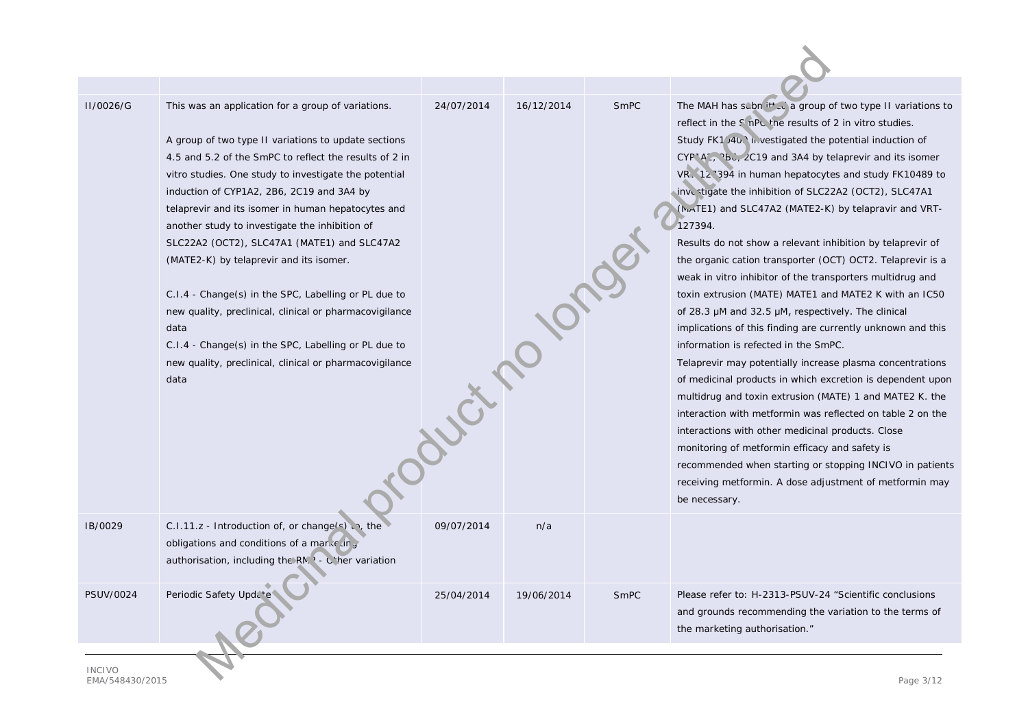| | | | | | |
|---|---|---|---|---|---|
| II/0026/G | This was an application for a group of variations.<br><br>A group of two type II variations to update sections 4.5 and 5.2 of the SmPC to reflect the results of 2 in vitro studies. One study to investigate the potential induction of CYP1A2, 2B6, 2C19 and 3A4 by telaprevir and its isomer in human hepatocytes and another study to investigate the inhibition of SLC22A2 (OCT2), SLC47A1 (MATE1) and SLC47A2 (MATE2-K) by telaprevir and its isomer.<br><br>C.I.4 - Change(s) in the SPC, Labelling or PL due to new quality, preclinical, clinical or pharmacovigilance data<br>C.I.4 - Change(s) in the SPC, Labelling or PL due to new quality, preclinical, clinical or pharmacovigilance data | 24/07/2014 | 16/12/2014 | SmPC | The MAH has submitted a group of two type II variations to reflect in the SmPC the results of 2 in vitro studies. Study FK10407 investigated the potential induction of CYP1A2, 2B6, 2C19 and 3A4 by telaprevir and its isomer VRT-127394 in human hepatocytes and study FK10489 to investigate the inhibition of SLC22A2 (OCT2), SLC47A1 (MATE1) and SLC47A2 (MATE2-K) by telapravir and VRT-127394.<br>Results do not show a relevant inhibition by telaprevir of the organic cation transporter (OCT) OCT2. Telaprevir is a weak in vitro inhibitor of the transporters multidrug and toxin extrusion (MATE) MATE1 and MATE2 K with an IC50 of 28.3 µM and 32.5 µM, respectively. The clinical implications of this finding are currently unknown and this information is refected in the SmPC.<br>Telaprevir may potentially increase plasma concentrations of medicinal products in which excretion is dependent upon multidrug and toxin extrusion (MATE) 1 and MATE2 K. the interaction with metformin was reflected on table 2 on the interactions with other medicinal products. Close monitoring of metformin efficacy and safety is recommended when starting or stopping INCIVO in patients receiving metformin. A dose adjustment of metformin may be necessary. |
| IB/0029 | C.I.11.z - Introduction of, or change(s) to, the obligations and conditions of a marketing authorisation, including the RMP - Other variation | 09/07/2014 | n/a | | |
| PSUV/0024 | Periodic Safety Update | 25/04/2014 | 19/06/2014 | SmPC | Please refer to: H-2313-PSUV-24 "Scientific conclusions and grounds recommending the variation to the terms of the marketing authorisation." |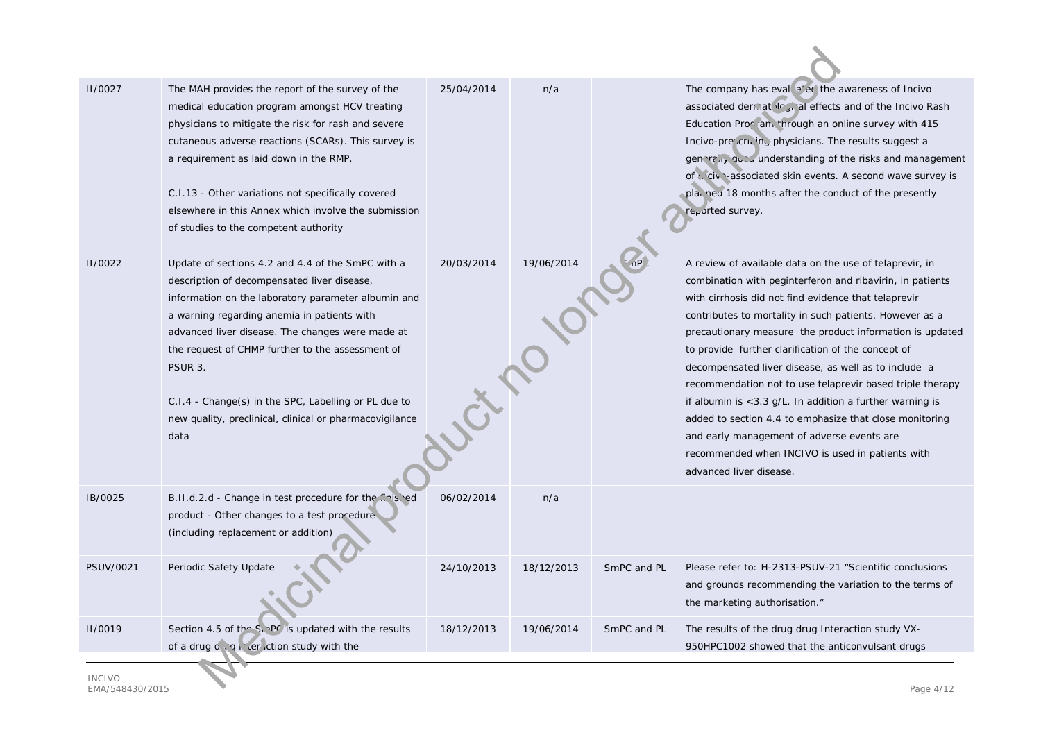| | | | | | |
|---|---|---|---|---|---|
| II/0027 | The MAH provides the report of the survey of the medical education program amongst HCV treating physicians to mitigate the risk for rash and severe cutaneous adverse reactions (SCARs). This survey is a requirement as laid down in the RMP.<br><br>C.I.13 - Other variations not specifically covered elsewhere in this Annex which involve the submission of studies to the competent authority | 25/04/2014 | n/a | | The company has evaluated the awareness of Incivo associated dermatological effects and of the Incivo Rash Education Program through an online survey with 415 Incivo-prescribing physicians. The results suggest a generally good understanding of the risks and management of Incivo-associated skin events. A second wave survey is planned 18 months after the conduct of the presently reported survey. |
| II/0022 | Update of sections 4.2 and 4.4 of the SmPC with a description of decompensated liver disease, information on the laboratory parameter albumin and a warning regarding anemia in patients with advanced liver disease. The changes were made at the request of CHMP further to the assessment of PSUR 3.<br><br>C.I.4 - Change(s) in the SPC, Labelling or PL due to new quality, preclinical, clinical or pharmacovigilance data | 20/03/2014 | 19/06/2014 | SmPC | A review of available data on the use of telaprevir, in combination with peginterferon and ribavirin, in patients with cirrhosis did not find evidence that telaprevir contributes to mortality in such patients. However as a precautionary measure the product information is updated to provide further clarification of the concept of decompensated liver disease, as well as to include a recommendation not to use telaprevir based triple therapy if albumin is <3.3 g/L. In addition a further warning is added to section 4.4 to emphasize that close monitoring and early management of adverse events are recommended when INCIVO is used in patients with advanced liver disease. |
| IB/0025 | B.II.d.2.d - Change in test procedure for the finished product - Other changes to a test procedure (including replacement or addition) | 06/02/2014 | n/a | | |
| PSUV/0021 | Periodic Safety Update | 24/10/2013 | 18/12/2013 | SmPC and PL | Please refer to: H-2313-PSUV-21 "Scientific conclusions and grounds recommending the variation to the terms of the marketing authorisation." |
| II/0019 | Section 4.5 of the SmPC is updated with the results of a drug drug interaction study with the | 18/12/2013 | 19/06/2014 | SmPC and PL | The results of the drug drug Interaction study VX-950HPC1002 showed that the anticonvulsant drugs |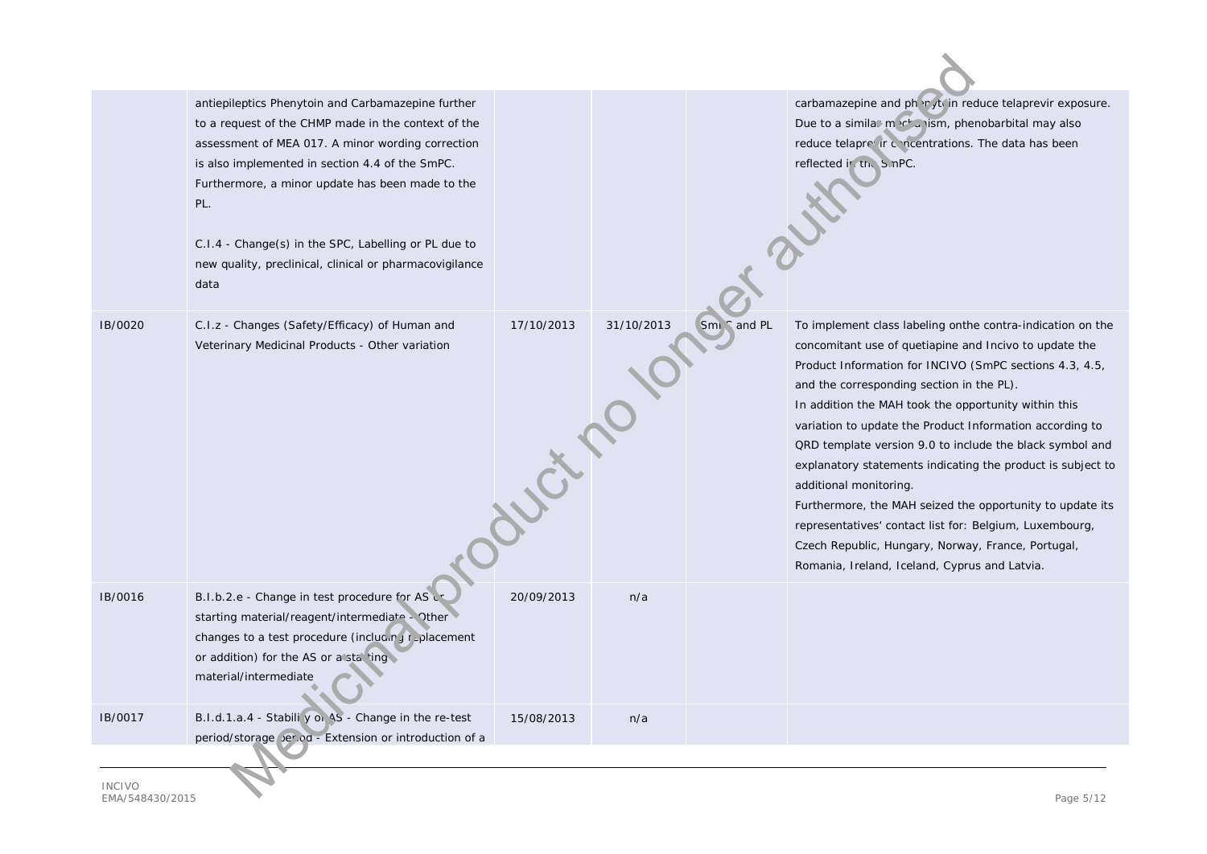| | | | | | |
|---|---|---|---|---|---|
| | antiepileptics Phenytoin and Carbamazepine further to a request of the CHMP made in the context of the assessment of MEA 017. A minor wording correction is also implemented in section 4.4 of the SmPC. Furthermore, a minor update has been made to the PL.<br><br>C.I.4 - Change(s) in the SPC, Labelling or PL due to new quality, preclinical, clinical or pharmacovigilance data | | | | carbamazepine and phenytoin reduce telaprevir exposure. Due to a similar mechanism, phenobarbital may also reduce telaprevir concentrations. The data has been reflected in the SmPC. |
| IB/0020 | C.I.z - Changes (Safety/Efficacy) of Human and Veterinary Medicinal Products - Other variation | 17/10/2013 | 31/10/2013 | SmPC and PL | To implement class labeling onthe contra-indication on the concomitant use of quetiapine and Incivo to update the Product Information for INCIVO (SmPC sections 4.3, 4.5, and the corresponding section in the PL).<br>In addition the MAH took the opportunity within this variation to update the Product Information according to QRD template version 9.0 to include the black symbol and explanatory statements indicating the product is subject to additional monitoring.<br>Furthermore, the MAH seized the opportunity to update its representatives' contact list for: Belgium, Luxembourg, Czech Republic, Hungary, Norway, France, Portugal, Romania, Ireland, Iceland, Cyprus and Latvia. |
| IB/0016 | B.I.b.2.e - Change in test procedure for AS or starting material/reagent/intermediate - Other changes to a test procedure (including replacement or addition) for the AS or a starting material/intermediate | 20/09/2013 | n/a | | |
| IB/0017 | B.I.d.1.a.4 - Stability of AS - Change in the re-test period/storage period - Extension or introduction of a | 15/08/2013 | n/a | | |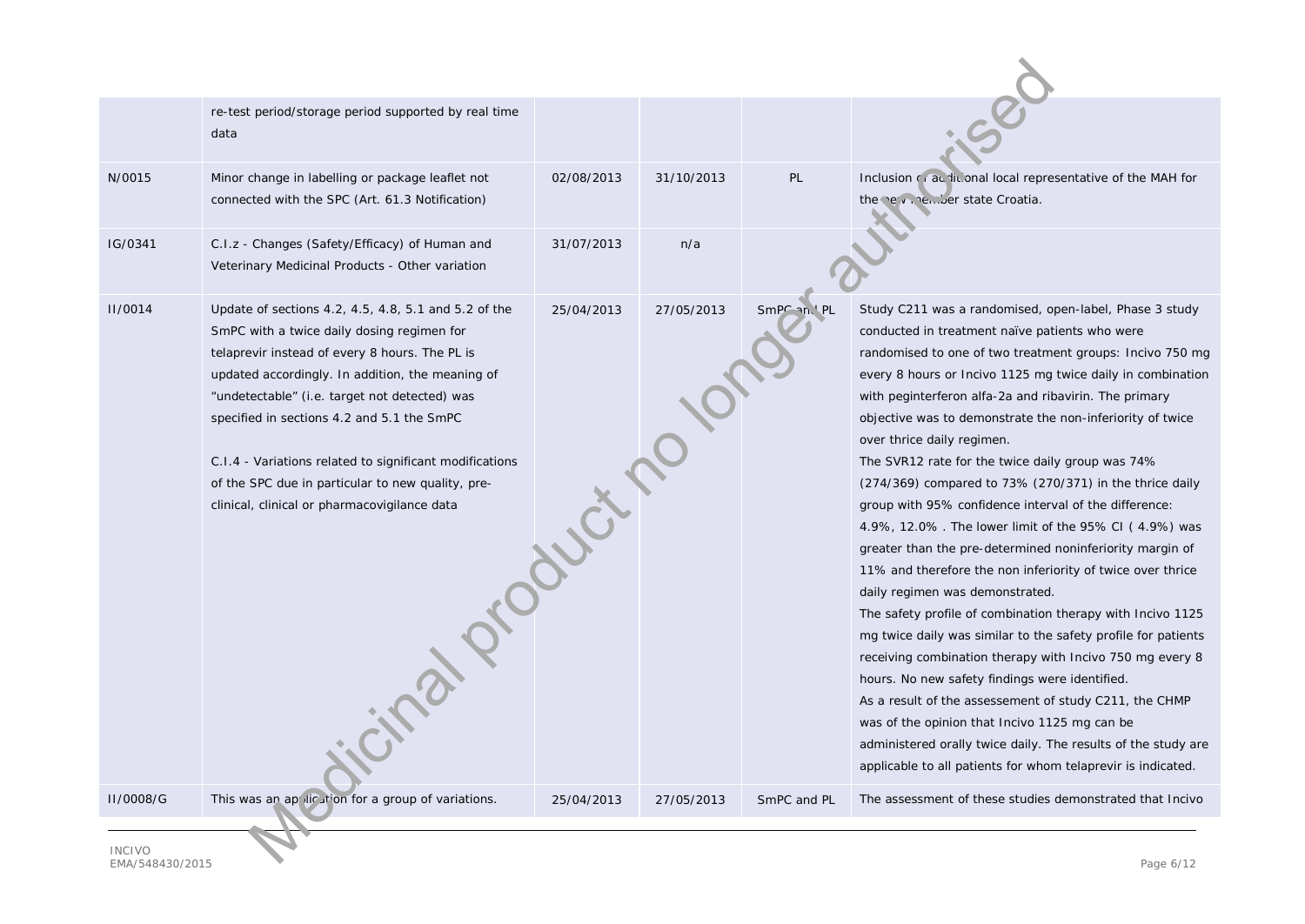| | re-test period/storage period supported by real time data | | | | |
|---|---|---|---|---|---|
| N/0015 | Minor change in labelling or package leaflet not connected with the SPC (Art. 61.3 Notification) | 02/08/2013 | 31/10/2013 | PL | Inclusion of additional local representative of the MAH for the new member state Croatia. |
| IG/0341 | C.I.z - Changes (Safety/Efficacy) of Human and Veterinary Medicinal Products - Other variation | 31/07/2013 | n/a | | |
| II/0014 | Update of sections 4.2, 4.5, 4.8, 5.1 and 5.2 of the SmPC with a twice daily dosing regimen for telaprevir instead of every 8 hours. The PL is updated accordingly. In addition, the meaning of "undetectable" (i.e. target not detected) was specified in sections 4.2 and 5.1 the SmPC<br><br>C.I.4 - Variations related to significant modifications of the SPC due in particular to new quality, pre-clinical, clinical or pharmacovigilance data | 25/04/2013 | 27/05/2013 | SmPC and PL | Study C211 was a randomised, open-label, Phase 3 study conducted in treatment naïve patients who were randomised to one of two treatment groups: Incivo 750 mg every 8 hours or Incivo 1125 mg twice daily in combination with peginterferon alfa-2a and ribavirin. The primary objective was to demonstrate the non-inferiority of twice over thrice daily regimen.<br>The SVR12 rate for the twice daily group was 74% (274/369) compared to 73% (270/371) in the thrice daily group with 95% confidence interval of the difference: 4.9%, 12.0% . The lower limit of the 95% CI ( 4.9%) was greater than the pre-determined noninferiority margin of 11% and therefore the non inferiority of twice over thrice daily regimen was demonstrated.<br>The safety profile of combination therapy with Incivo 1125 mg twice daily was similar to the safety profile for patients receiving combination therapy with Incivo 750 mg every 8 hours. No new safety findings were identified.<br>As a result of the assessement of study C211, the CHMP was of the opinion that Incivo 1125 mg can be administered orally twice daily. The results of the study are applicable to all patients for whom telaprevir is indicated. |
| II/0008/G | This was an application for a group of variations. | 25/04/2013 | 27/05/2013 | SmPC and PL | The assessment of these studies demonstrated that Incivo |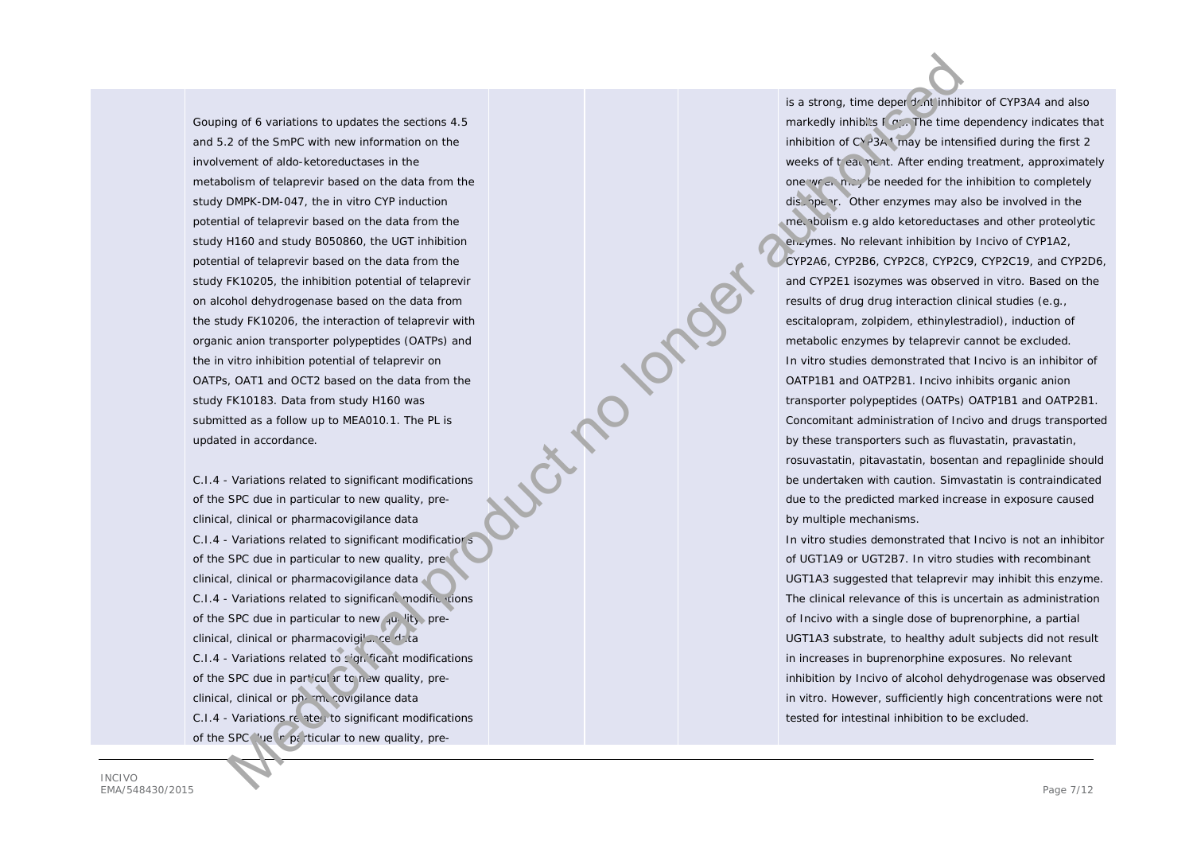| | | | | |
|---|---|---|---|---|
| Gouping of 6 variations to updates the sections 4.5 and 5.2 of the SmPC with new information on the involvement of aldo-ketoreductases in the metabolism of telaprevir based on the data from the study DMPK-DM-047, the in vitro CYP induction potential of telaprevir based on the data from the study H160 and study B050860, the UGT inhibition potential of telaprevir based on the data from the study FK10205, the inhibition potential of telaprevir on alcohol dehydrogenase based on the data from the study FK10206, the interaction of telaprevir with organic anion transporter polypeptides (OATPs) and the in vitro inhibition potential of telaprevir on OATPs, OAT1 and OCT2 based on the data from the study FK10183. Data from study H160 was submitted as a follow up to MEA010.1. The PL is updated in accordance.<br><br>C.I.4 - Variations related to significant modifications of the SPC due in particular to new quality, pre-clinical, clinical or pharmacovigilance data<br>C.I.4 - Variations related to significant modifications of the SPC due in particular to new quality, pre-clinical, clinical or pharmacovigilance data<br>C.I.4 - Variations related to significant modifications of the SPC due in particular to new quality, pre-clinical, clinical or pharmacovigilance data<br>C.I.4 - Variations related to significant modifications of the SPC due in particular to new quality, pre-clinical, clinical or pharmacovigilance data<br>C.I.4 - Variations related to significant modifications of the SPC due in particular to new quality, pre- | | | | is a strong, time dependent inhibitor of CYP3A4 and also markedly inhibits Pgp. The time dependency indicates that inhibition of CYP3A4 may be intensified during the first 2 weeks of treatment. After ending treatment, approximately one week may be needed for the inhibition to completely disappear. Other enzymes may also be involved in the metabolism e.g aldo ketoreductases and other proteolytic enzymes. No relevant inhibition by Incivo of CYP1A2, CYP2A6, CYP2B6, CYP2C8, CYP2C9, CYP2C19, and CYP2D6, and CYP2E1 isozymes was observed in vitro. Based on the results of drug drug interaction clinical studies (e.g., escitalopram, zolpidem, ethinylestradiol), induction of metabolic enzymes by telaprevir cannot be excluded.<br>In vitro studies demonstrated that Incivo is an inhibitor of OATP1B1 and OATP2B1. Incivo inhibits organic anion transporter polypeptides (OATPs) OATP1B1 and OATP2B1. Concomitant administration of Incivo and drugs transported by these transporters such as fluvastatin, pravastatin, rosuvastatin, pitavastatin, bosentan and repaglinide should be undertaken with caution. Simvastatin is contraindicated due to the predicted marked increase in exposure caused by multiple mechanisms.<br>In vitro studies demonstrated that Incivo is not an inhibitor of UGT1A9 or UGT2B7. In vitro studies with recombinant UGT1A3 suggested that telaprevir may inhibit this enzyme. The clinical relevance of this is uncertain as administration of Incivo with a single dose of buprenorphine, a partial UGT1A3 substrate, to healthy adult subjects did not result in increases in buprenorphine exposures. No relevant inhibition by Incivo of alcohol dehydrogenase was observed in vitro. However, sufficiently high concentrations were not tested for intestinal inhibition to be excluded. |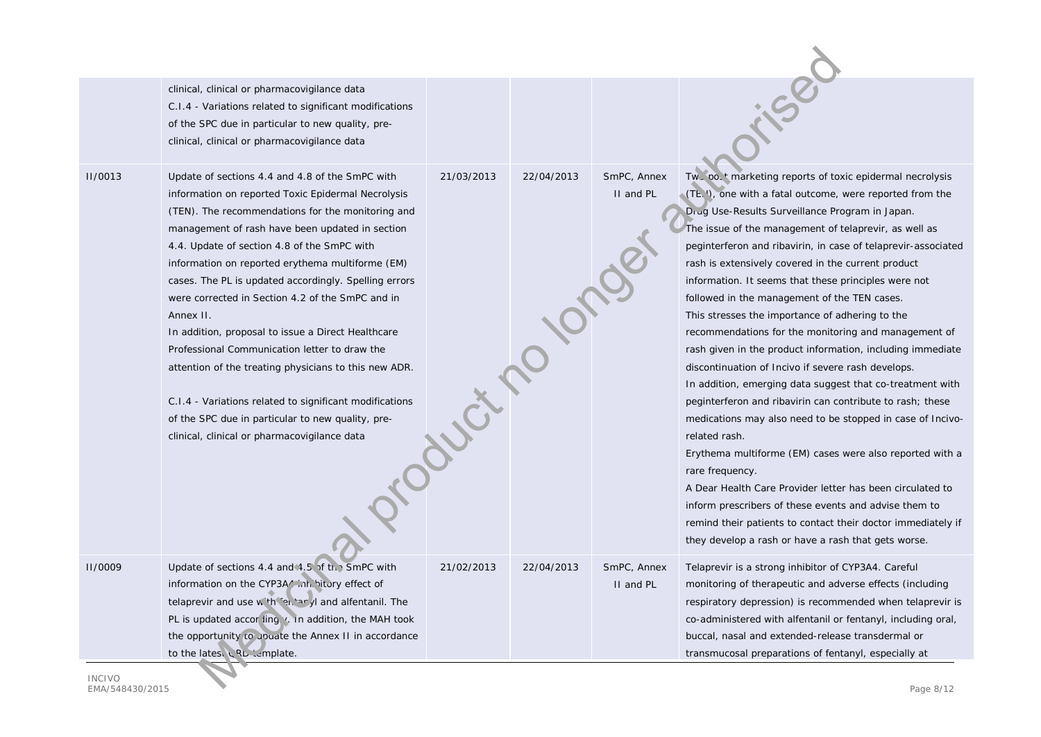| | | | | | |
|---|---|---|---|---|---|
| | clinical, clinical or pharmacovigilance data<br>C.I.4 - Variations related to significant modifications of the SPC due in particular to new quality, pre-clinical, clinical or pharmacovigilance data | | | | |
| II/0013 | Update of sections 4.4 and 4.8 of the SmPC with information on reported Toxic Epidermal Necrolysis (TEN). The recommendations for the monitoring and management of rash have been updated in section 4.4. Update of section 4.8 of the SmPC with information on reported erythema multiforme (EM) cases. The PL is updated accordingly. Spelling errors were corrected in Section 4.2 of the SmPC and in Annex II.<br>In addition, proposal to issue a Direct Healthcare Professional Communication letter to draw the attention of the treating physicians to this new ADR.<br><br>C.I.4 - Variations related to significant modifications of the SPC due in particular to new quality, pre-clinical, clinical or pharmacovigilance data | 21/03/2013 | 22/04/2013 | SmPC, Annex II and PL | Two post marketing reports of toxic epidermal necrolysis (TEN), one with a fatal outcome, were reported from the Drug Use-Results Surveillance Program in Japan.<br>The issue of the management of telaprevir, as well as peginterferon and ribavirin, in case of telaprevir-associated rash is extensively covered in the current product information. It seems that these principles were not followed in the management of the TEN cases.<br>This stresses the importance of adhering to the recommendations for the monitoring and management of rash given in the product information, including immediate discontinuation of Incivo if severe rash develops.<br>In addition, emerging data suggest that co-treatment with peginterferon and ribavirin can contribute to rash; these medications may also need to be stopped in case of Incivo-related rash.<br>Erythema multiforme (EM) cases were also reported with a rare frequency.<br>A Dear Health Care Provider letter has been circulated to inform prescribers of these events and advise them to remind their patients to contact their doctor immediately if they develop a rash or have a rash that gets worse. |
| II/0009 | Update of sections 4.4 and 4.5 of the SmPC with information on the CYP3A4 inhibitory effect of telaprevir and use with fentanyl and alfentanil. The PL is updated accordingly. In addition, the MAH took the opportunity to update the Annex II in accordance to the latest QRD template. | 21/02/2013 | 22/04/2013 | SmPC, Annex II and PL | Telaprevir is a strong inhibitor of CYP3A4. Careful monitoring of therapeutic and adverse effects (including respiratory depression) is recommended when telaprevir is co-administered with alfentanil or fentanyl, including oral, buccal, nasal and extended-release transdermal or transmucosal preparations of fentanyl, especially at |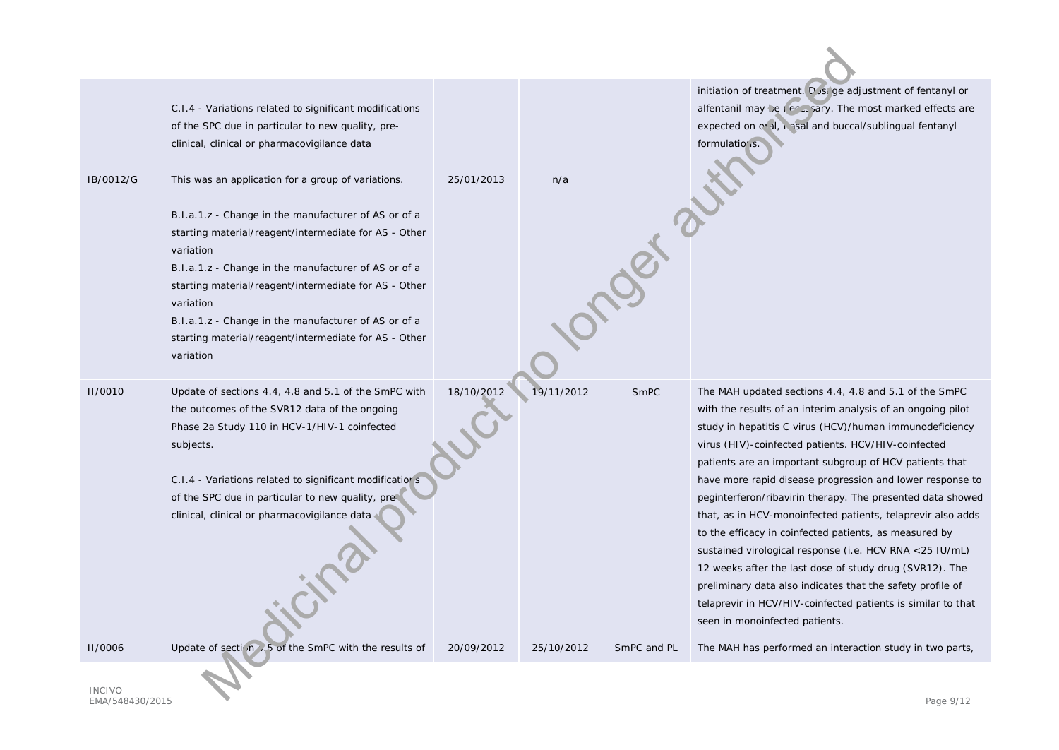| | | | | | |
|---|---|---|---|---|---|
| | C.I.4 - Variations related to significant modifications of the SPC due in particular to new quality, pre-clinical, clinical or pharmacovigilance data | | | | initiation of treatment. Dosage adjustment of fentanyl or alfentanil may be necessary. The most marked effects are expected on oral, nasal and buccal/sublingual fentanyl formulations. |
| IB/0012/G | This was an application for a group of variations.<br><br>B.I.a.1.z - Change in the manufacturer of AS or of a starting material/reagent/intermediate for AS - Other variation<br>B.I.a.1.z - Change in the manufacturer of AS or of a starting material/reagent/intermediate for AS - Other variation<br>B.I.a.1.z - Change in the manufacturer of AS or of a starting material/reagent/intermediate for AS - Other variation | 25/01/2013 | n/a | | |
| II/0010 | Update of sections 4.4, 4.8 and 5.1 of the SmPC with the outcomes of the SVR12 data of the ongoing Phase 2a Study 110 in HCV-1/HIV-1 coinfected subjects.<br><br>C.I.4 - Variations related to significant modifications of the SPC due in particular to new quality, pre-clinical, clinical or pharmacovigilance data | 18/10/2012 | 19/11/2012 | SmPC | The MAH updated sections 4.4, 4.8 and 5.1 of the SmPC with the results of an interim analysis of an ongoing pilot study in hepatitis C virus (HCV)/human immunodeficiency virus (HIV)-coinfected patients. HCV/HIV-coinfected patients are an important subgroup of HCV patients that have more rapid disease progression and lower response to peginterferon/ribavirin therapy. The presented data showed that, as in HCV-monoinfected patients, telaprevir also adds to the efficacy in coinfected patients, as measured by sustained virological response (i.e. HCV RNA <25 IU/mL) 12 weeks after the last dose of study drug (SVR12). The preliminary data also indicates that the safety profile of telaprevir in HCV/HIV-coinfected patients is similar to that seen in monoinfected patients. |
| II/0006 | Update of section 4.5 of the SmPC with the results of | 20/09/2012 | 25/10/2012 | SmPC and PL | The MAH has performed an interaction study in two parts, |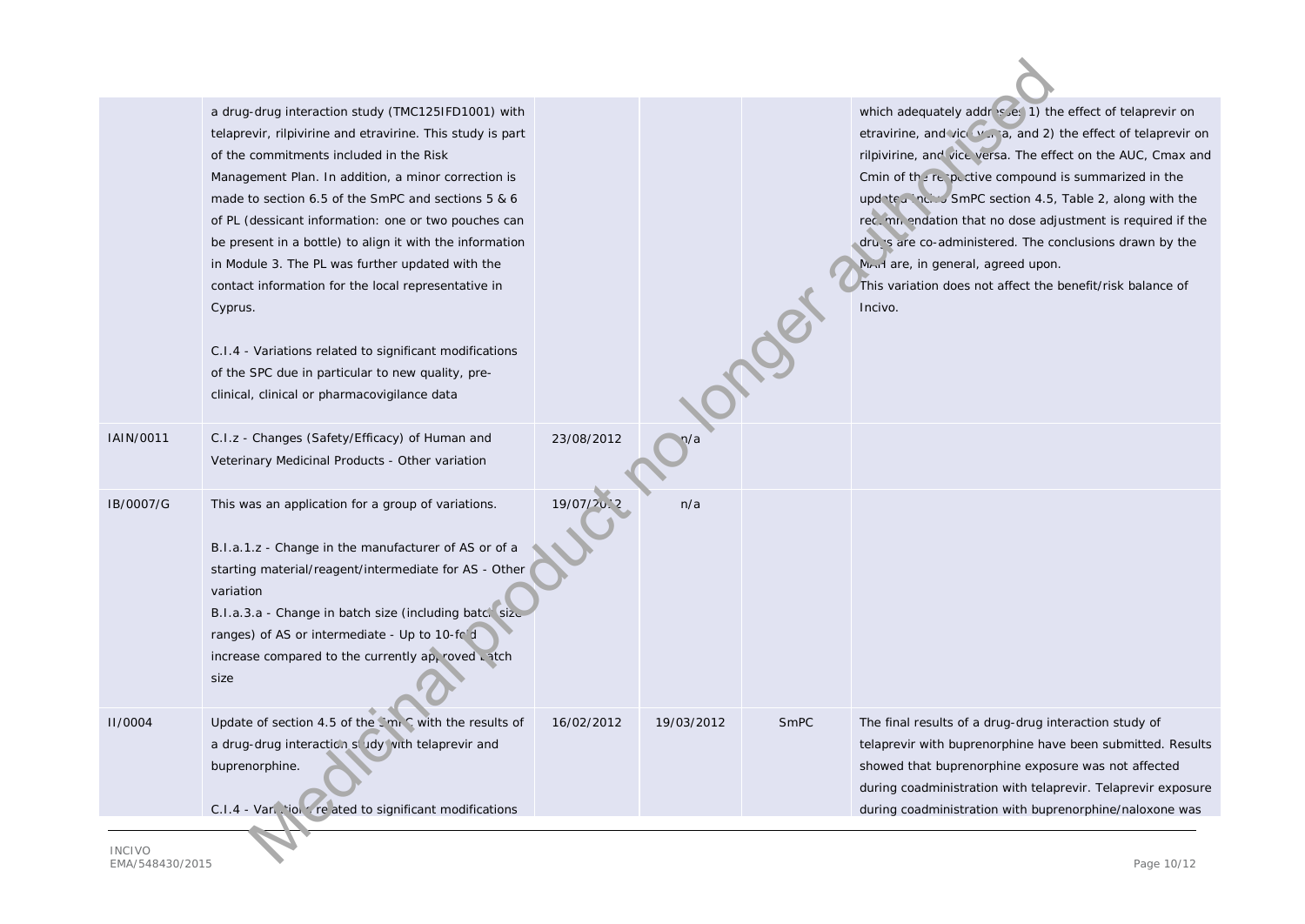| | | | | | |
|---|---|---|---|---|---|
| | a drug-drug interaction study (TMC125IFD1001) with telaprevir, rilpivirine and etravirine. This study is part of the commitments included in the Risk Management Plan. In addition, a minor correction is made to section 6.5 of the SmPC and sections 5 & 6 of PL (dessicant information: one or two pouches can be present in a bottle) to align it with the information in Module 3. The PL was further updated with the contact information for the local representative in Cyprus.<br><br>C.I.4 - Variations related to significant modifications of the SPC due in particular to new quality, pre-clinical, clinical or pharmacovigilance data | | | | which adequately addresses 1) the effect of telaprevir on etravirine, and vice versa, and 2) the effect of telaprevir on rilpivirine, and vice versa. The effect on the AUC, Cmax and Cmin of the respective compound is summarized in the updated SmPC section 4.5, Table 2, along with the recommendation that no dose adjustment is required if the drugs are co-administered. The conclusions drawn by the MAH are, in general, agreed upon.<br>This variation does not affect the benefit/risk balance of Incivo. |
| IAIN/0011 | C.I.z - Changes (Safety/Efficacy) of Human and Veterinary Medicinal Products - Other variation | 23/08/2012 | n/a | | |
| IB/0007/G | This was an application for a group of variations.<br><br>B.I.a.1.z - Change in the manufacturer of AS or of a starting material/reagent/intermediate for AS - Other variation<br>B.I.a.3.a - Change in batch size (including batch size ranges) of AS or intermediate - Up to 10-fold increase compared to the currently approved batch size | 19/07/2012 | n/a | | |
| II/0004 | Update of section 4.5 of the SmPC with the results of a drug-drug interaction study with telaprevir and buprenorphine.<br><br>C.I.4 - Variations related to significant modifications | 16/02/2012 | 19/03/2012 | SmPC | The final results of a drug-drug interaction study of telaprevir with buprenorphine have been submitted. Results showed that buprenorphine exposure was not affected during coadministration with telaprevir. Telaprevir exposure during coadministration with buprenorphine/naloxone was |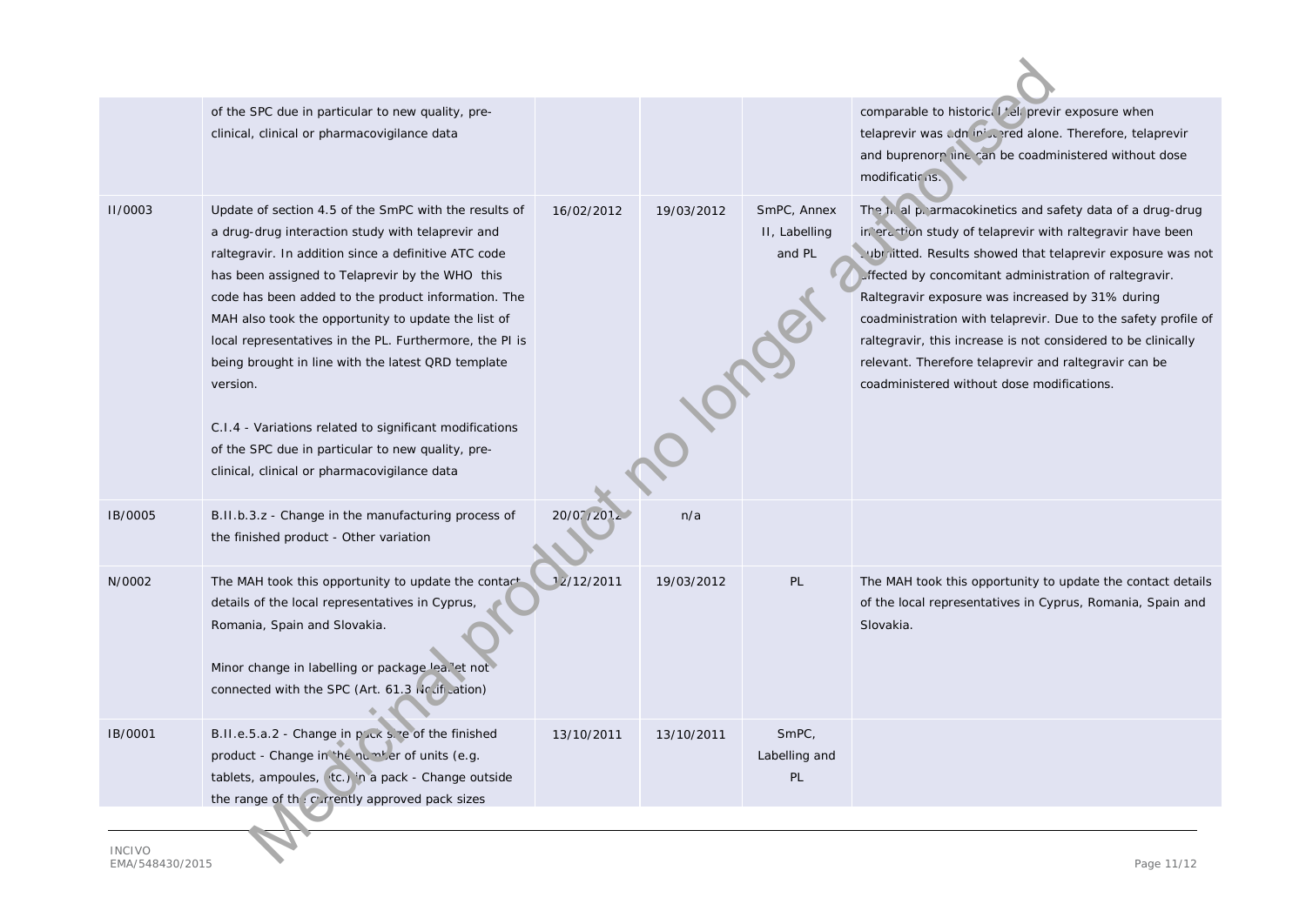| | | | | | |
|---|---|---|---|---|---|
| | of the SPC due in particular to new quality, pre-clinical, clinical or pharmacovigilance data | | | | comparable to historical telaprevir exposure when telaprevir was administered alone. Therefore, telaprevir and buprenorphine can be coadministered without dose modifications. |
| II/0003 | Update of section 4.5 of the SmPC with the results of a drug-drug interaction study with telaprevir and raltegravir. In addition since a definitive ATC code has been assigned to Telaprevir by the WHO this code has been added to the product information. The MAH also took the opportunity to update the list of local representatives in the PL. Furthermore, the PI is being brought in line with the latest QRD template version.<br><br>C.I.4 - Variations related to significant modifications of the SPC due in particular to new quality, pre-clinical, clinical or pharmacovigilance data | 16/02/2012 | 19/03/2012 | SmPC, Annex II, Labelling and PL | The final pharmacokinetics and safety data of a drug-drug interaction study of telaprevir with raltegravir have been submitted. Results showed that telaprevir exposure was not affected by concomitant administration of raltegravir. Raltegravir exposure was increased by 31% during coadministration with telaprevir. Due to the safety profile of raltegravir, this increase is not considered to be clinically relevant. Therefore telaprevir and raltegravir can be coadministered without dose modifications. |
| IB/0005 | B.II.b.3.z - Change in the manufacturing process of the finished product - Other variation | 20/01/2012 | n/a | | |
| N/0002 | The MAH took this opportunity to update the contact details of the local representatives in Cyprus, Romania, Spain and Slovakia.<br><br>Minor change in labelling or package leaflet not connected with the SPC (Art. 61.3 Notification) | 12/12/2011 | 19/03/2012 | PL | The MAH took this opportunity to update the contact details of the local representatives in Cyprus, Romania, Spain and Slovakia. |
| IB/0001 | B.II.e.5.a.2 - Change in pack size of the finished product - Change in the number of units (e.g. tablets, ampoules, etc.) in a pack - Change outside the range of the currently approved pack sizes | 13/10/2011 | 13/10/2011 | SmPC, Labelling and PL | |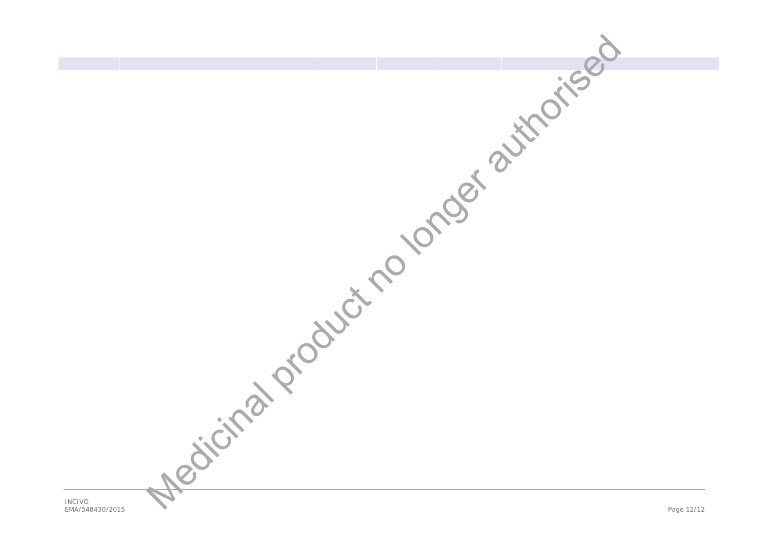| | | | | | |
|---|---|---|---|---|---|

Medicinal product no longer authorised